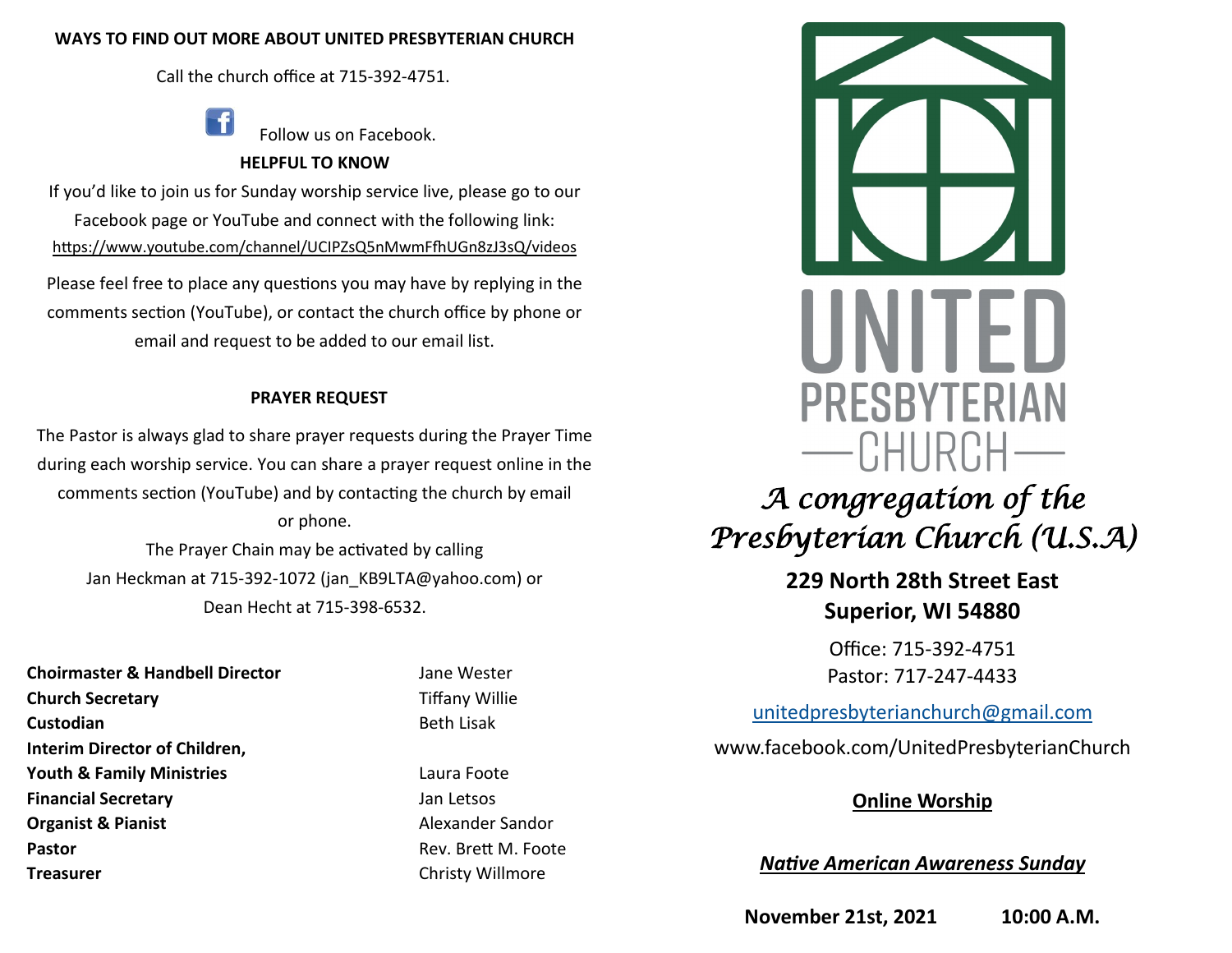## WAYS TO FIND OUT MORE ABOUT UNITED PRESBYTERIAN CHURCH

Call the church office at 715-392-4751.

Follow us on Facebook.

## HELPFUL TO KNOW

If you'd like to join us for Sunday worship service live, please go to our Facebook page or YouTube and connect with the following link: https://www.youtube.com/channel/UCIPZsQ5nMwmFfhUGn8zJ3sQ/videos

Please feel free to place any questions you may have by replying in the comments section (YouTube), or contact the church office by phone or email and request to be added to our email list.

## PRAYER REQUEST

The Pastor is always glad to share prayer requests during the Prayer Time during each worship service. You can share a prayer request online in the comments section (YouTube) and by contacting the church by email or phone.

The Prayer Chain may be activated by calling Jan Heckman at 715-392-1072 (jan_KB9LTA@yahoo.com) or Dean Hecht at 715-398-6532.

| | |
|---|---|
| **Choirmaster & Handbell Director** | Jane Wester |
| **Church Secretary** | Tiffany Willie |
| **Custodian** | Beth Lisak |
| **Interim Director of Children, Youth & Family Ministries** | Laura Foote |
| **Financial Secretary** | Jan Letsos |
| **Organist & Pianist** | Alexander Sandor |
| **Pastor** | Rev. Brett M. Foote |
| **Treasurer** | Christy Willmore |

# UNITED PRESBYTERIAN CHURCH

*A congregation of the Presbyterian Church (U.S.A)*

**229 North 28th Street East**
**Superior, WI 54880**

Office: 715-392-4751
Pastor: 717-247-4433

unitedpresbyterianchurch@gmail.com

www.facebook.com/UnitedPresbyterianChurch

**Online Worship**

***Native American Awareness Sunday***

**November 21st, 2021 10:00 A.M.**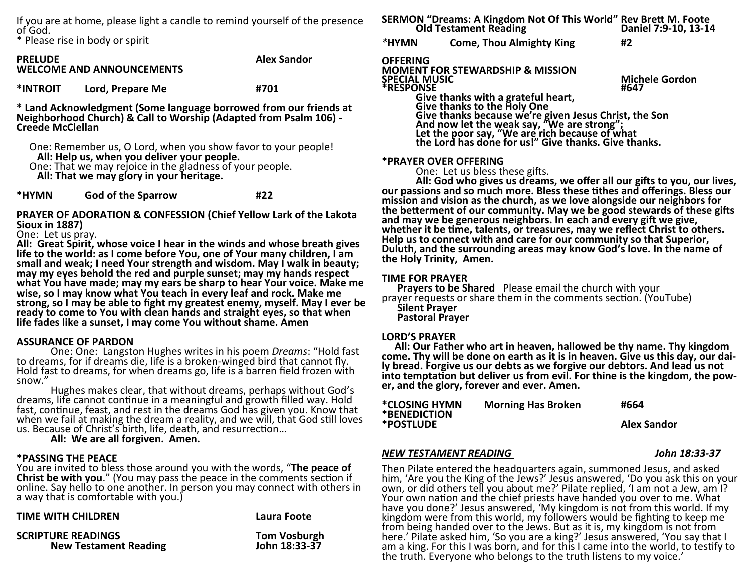If you are at home, please light a candle to remind yourself of the presence of God.
* Please rise in body or spirit

**PRELUDE** **Alex Sandor**
**WELCOME AND ANNOUNCEMENTS**

**\*INTROIT Lord, Prepare Me #701**

**\* Land Acknowledgment (Some language borrowed from our friends at Neighborhood Church) & Call to Worship (Adapted from Psalm 106) - Creede McClellan**

One: Remember us, O Lord, when you show favor to your people!
**All: Help us, when you deliver your people.**
One: That we may rejoice in the gladness of your people.
**All: That we may glory in your heritage.**

**\*HYMN God of the Sparrow #22**

**PRAYER OF ADORATION & CONFESSION (Chief Yellow Lark of the Lakota Sioux in 1887)**
One: Let us pray.
**All: Great Spirit, whose voice I hear in the winds and whose breath gives life to the world: as I come before You, one of Your many children, I am small and weak; I need Your strength and wisdom. May I walk in beauty; may my eyes behold the red and purple sunset; may my hands respect what You have made; may my ears be sharp to hear Your voice. Make me wise, so I may know what You teach in every leaf and rock. Make me strong, so I may be able to fight my greatest enemy, myself. May I ever be ready to come to You with clean hands and straight eyes, so that when life fades like a sunset, I may come You without shame. Amen**

**ASSURANCE OF PARDON**
One: One: Langston Hughes writes in his poem *Dreams*: "Hold fast to dreams, for if dreams die, life is a broken-winged bird that cannot fly. Hold fast to dreams, for when dreams go, life is a barren field frozen with snow."

Hughes makes clear, that without dreams, perhaps without God's dreams, life cannot continue in a meaningful and growth filled way. Hold fast, continue, feast, and rest in the dreams God has given you. Know that when we fail at making the dream a reality, and we will, that God still loves us. Because of Christ's birth, life, death, and resurrection…
**All: We are all forgiven. Amen.**

**\*PASSING THE PEACE**
You are invited to bless those around you with the words, "**The peace of Christ be with you**." (You may pass the peace in the comments section if online. Say hello to one another. In person you may connect with others in a way that is comfortable with you.)

**TIME WITH CHILDREN** **Laura Foote**

**SCRIPTURE READINGS** **Tom Vosburgh**
**New Testament Reading** **John 18:33-37**

**SERMON "Dreams: A Kingdom Not Of This World" Rev Brett M. Foote**
**Old Testament Reading** **Daniel 7:9-10, 13-14**

**\*HYMN Come, Thou Almighty King #2**

**OFFERING**
**MOMENT FOR STEWARDSHIP & MISSION**
**SPECIAL MUSIC** **Michele Gordon**
**\*RESPONSE** **#647**

**Give thanks with a grateful heart,**
**Give thanks to the Holy One**
**Give thanks because we're given Jesus Christ, the Son**
**And now let the weak say, "We are strong";**
**Let the poor say, "We are rich because of what the Lord has done for us!" Give thanks. Give thanks.**

**\*PRAYER OVER OFFERING**
One: Let us bless these gifts.
**All: God who gives us dreams, we offer all our gifts to you, our lives, our passions and so much more. Bless these tithes and offerings. Bless our mission and vision as the church, as we love alongside our neighbors for the betterment of our community. May we be good stewards of these gifts and may we be generous neighbors. In each and every gift we give, whether it be time, talents, or treasures, may we reflect Christ to others. Help us to connect with and care for our community so that Superior, Duluth, and the surrounding areas may know God's love. In the name of the Holy Trinity, Amen.**

**TIME FOR PRAYER**
**Prayers to be Shared** Please email the church with your prayer requests or share them in the comments section. (YouTube)
**Silent Prayer**
**Pastoral Prayer**

**LORD'S PRAYER**
**All: Our Father who art in heaven, hallowed be thy name. Thy kingdom come. Thy will be done on earth as it is in heaven. Give us this day, our daily bread. Forgive us our debts as we forgive our debtors. And lead us not into temptation but deliver us from evil. For thine is the kingdom, the power, and the glory, forever and ever. Amen.**

**\*CLOSING HYMN Morning Has Broken #664**
**\*BENEDICTION**
**\*POSTLUDE** **Alex Sandor**

***NEW TESTAMENT READING*** ***John 18:33-37***

Then Pilate entered the headquarters again, summoned Jesus, and asked him, 'Are you the King of the Jews?' Jesus answered, 'Do you ask this on your own, or did others tell you about me?' Pilate replied, 'I am not a Jew, am I? Your own nation and the chief priests have handed you over to me. What have you done?' Jesus answered, 'My kingdom is not from this world. If my kingdom were from this world, my followers would be fighting to keep me from being handed over to the Jews. But as it is, my kingdom is not from here.' Pilate asked him, 'So you are a king?' Jesus answered, 'You say that I am a king. For this I was born, and for this I came into the world, to testify to the truth. Everyone who belongs to the truth listens to my voice.'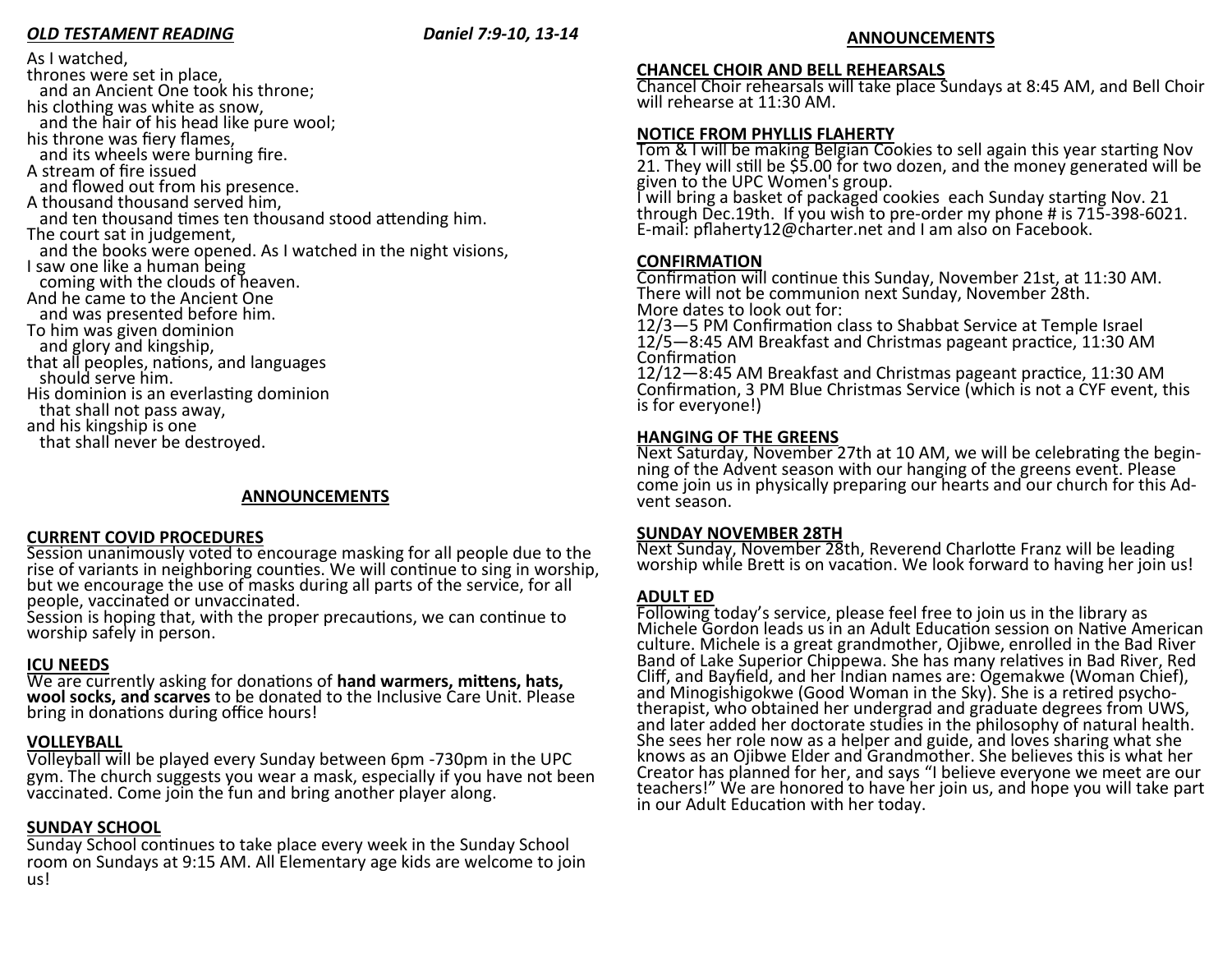***OLD TESTAMENT READING*** ***Daniel 7:9-10, 13-14***

As I watched,
thrones were set in place,
and an Ancient One took his throne;
his clothing was white as snow,
and the hair of his head like pure wool;
his throne was fiery flames,
and its wheels were burning fire.
A stream of fire issued
and flowed out from his presence.
A thousand thousand served him,
and ten thousand times ten thousand stood attending him.
The court sat in judgement,
and the books were opened. As I watched in the night visions,
I saw one like a human being
coming with the clouds of heaven.
And he came to the Ancient One
and was presented before him.
To him was given dominion
and glory and kingship,
that all peoples, nations, and languages
should serve him.
His dominion is an everlasting dominion
that shall not pass away,
and his kingship is one
that shall never be destroyed.

## ANNOUNCEMENTS

**CURRENT COVID PROCEDURES**

Session unanimously voted to encourage masking for all people due to the rise of variants in neighboring counties. We will continue to sing in worship, but we encourage the use of masks during all parts of the service, for all people, vaccinated or unvaccinated.
Session is hoping that, with the proper precautions, we can continue to worship safely in person.

**ICU NEEDS**

We are currently asking for donations of **hand warmers, mittens, hats, wool socks, and scarves** to be donated to the Inclusive Care Unit. Please bring in donations during office hours!

**VOLLEYBALL**

Volleyball will be played every Sunday between 6pm -730pm in the UPC gym. The church suggests you wear a mask, especially if you have not been vaccinated. Come join the fun and bring another player along.

**SUNDAY SCHOOL**

Sunday School continues to take place every week in the Sunday School room on Sundays at 9:15 AM. All Elementary age kids are welcome to join us!

## ANNOUNCEMENTS

**CHANCEL CHOIR AND BELL REHEARSALS**

Chancel Choir rehearsals will take place Sundays at 8:45 AM, and Bell Choir will rehearse at 11:30 AM.

**NOTICE FROM PHYLLIS FLAHERTY**

Tom & I will be making Belgian Cookies to sell again this year starting Nov 21. They will still be $5.00 for two dozen, and the money generated will be given to the UPC Women's group.
I will bring a basket of packaged cookies each Sunday starting Nov. 21 through Dec.19th. If you wish to pre-order my phone # is 715-398-6021. E-mail: pflaherty12@charter.net and I am also on Facebook.

**CONFIRMATION**

Confirmation will continue this Sunday, November 21st, at 11:30 AM. There will not be communion next Sunday, November 28th.
More dates to look out for:
12/3—5 PM Confirmation class to Shabbat Service at Temple Israel
12/5—8:45 AM Breakfast and Christmas pageant practice, 11:30 AM Confirmation
12/12—8:45 AM Breakfast and Christmas pageant practice, 11:30 AM Confirmation, 3 PM Blue Christmas Service (which is not a CYF event, this is for everyone!)

**HANGING OF THE GREENS**

Next Saturday, November 27th at 10 AM, we will be celebrating the beginning of the Advent season with our hanging of the greens event. Please come join us in physically preparing our hearts and our church for this Advent season.

**SUNDAY NOVEMBER 28TH**

Next Sunday, November 28th, Reverend Charlotte Franz will be leading worship while Brett is on vacation. We look forward to having her join us!

**ADULT ED**

Following today's service, please feel free to join us in the library as Michele Gordon leads us in an Adult Education session on Native American culture. Michele is a great grandmother, Ojibwe, enrolled in the Bad River Band of Lake Superior Chippewa. She has many relatives in Bad River, Red Cliff, and Bayfield, and her Indian names are: Ogemakwe (Woman Chief), and Minogishigokwe (Good Woman in the Sky). She is a retired psychotherapist, who obtained her undergrad and graduate degrees from UWS, and later added her doctorate studies in the philosophy of natural health. She sees her role now as a helper and guide, and loves sharing what she knows as an Ojibwe Elder and Grandmother. She believes this is what her Creator has planned for her, and says "I believe everyone we meet are our teachers!" We are honored to have her join us, and hope you will take part in our Adult Education with her today.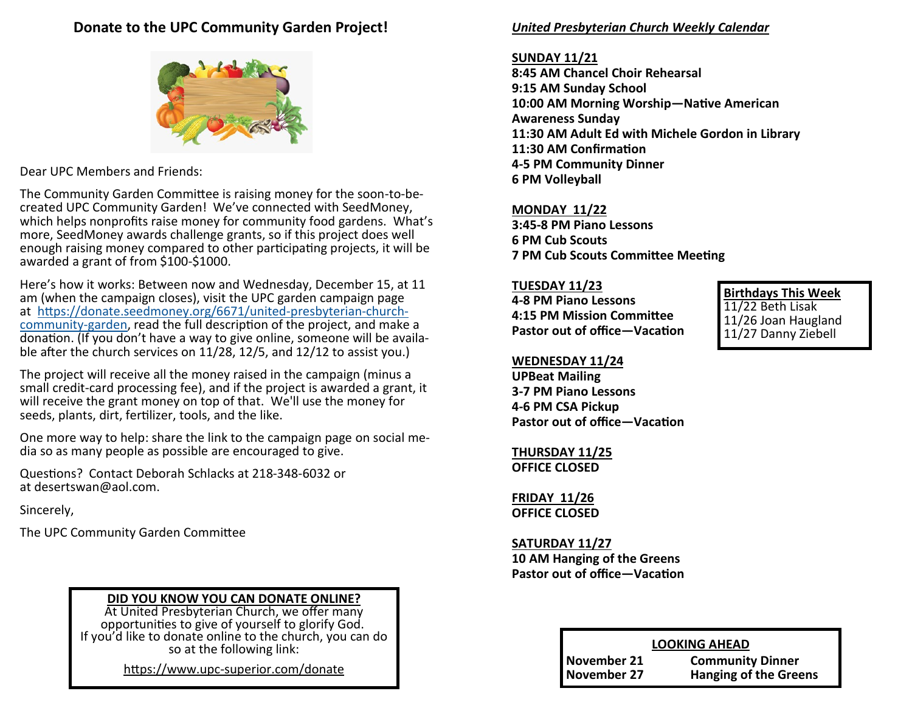## Donate to the UPC Community Garden Project!

Dear UPC Members and Friends:

The Community Garden Committee is raising money for the soon-to-be-created UPC Community Garden! We've connected with SeedMoney, which helps nonprofits raise money for community food gardens. What's more, SeedMoney awards challenge grants, so if this project does well enough raising money compared to other participating projects, it will be awarded a grant of from $100-$1000.

Here's how it works: Between now and Wednesday, December 15, at 11 am (when the campaign closes), visit the UPC garden campaign page at https://donate.seedmoney.org/6671/united-presbyterian-church-community-garden, read the full description of the project, and make a donation. (If you don't have a way to give online, someone will be available after the church services on 11/28, 12/5, and 12/12 to assist you.)

The project will receive all the money raised in the campaign (minus a small credit-card processing fee), and if the project is awarded a grant, it will receive the grant money on top of that. We'll use the money for seeds, plants, dirt, fertilizer, tools, and the like.

One more way to help: share the link to the campaign page on social media so as many people as possible are encouraged to give.

Questions? Contact Deborah Schlacks at 218-348-6032 or at desertswan@aol.com.

Sincerely,

The UPC Community Garden Committee

**DID YOU KNOW YOU CAN DONATE ONLINE?**

At United Presbyterian Church, we offer many opportunities to give of yourself to glorify God. If you'd like to donate online to the church, you can do so at the following link:

https://www.upc-superior.com/donate

## *United Presbyterian Church Weekly Calendar*

**SUNDAY 11/21**
**8:45 AM Chancel Choir Rehearsal**
**9:15 AM Sunday School**
**10:00 AM Morning Worship—Native American Awareness Sunday**
**11:30 AM Adult Ed with Michele Gordon in Library**
**11:30 AM Confirmation**
**4-5 PM Community Dinner**
**6 PM Volleyball**

**MONDAY 11/22**
**3:45-8 PM Piano Lessons**
**6 PM Cub Scouts**
**7 PM Cub Scouts Committee Meeting**

**TUESDAY 11/23**
**4-8 PM Piano Lessons**
**4:15 PM Mission Committee**
**Pastor out of office—Vacation**

**WEDNESDAY 11/24**
**UPBeat Mailing**
**3-7 PM Piano Lessons**
**4-6 PM CSA Pickup**
**Pastor out of office—Vacation**

**THURSDAY 11/25**
**OFFICE CLOSED**

**FRIDAY 11/26**
**OFFICE CLOSED**

**SATURDAY 11/27**
**10 AM Hanging of the Greens**
**Pastor out of office—Vacation**

**Birthdays This Week**

11/22 Beth Lisak
11/26 Joan Haugland
11/27 Danny Ziebell

**LOOKING AHEAD**

| | |
|---|---|
| **November 21** | **Community Dinner** |
| **November 27** | **Hanging of the Greens** |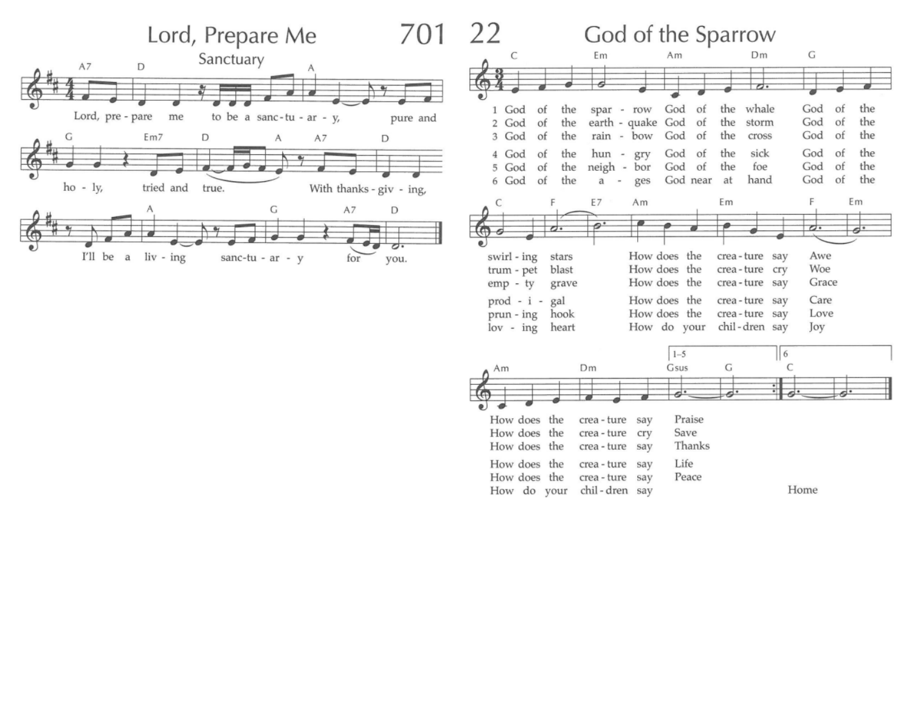## Lord, Prepare Me

*Sanctuary*

A7 D A
Lord, prepare me to be a sanctuary, pure and

G Em7 D A A7 D
holy, tried and true. With thanksgiving,

A G A7 D
I'll be a living sanctuary for you.

## God of the Sparrow

C Em Am Dm G
1 God of the sparrow God of the whale God of the
2 God of the earthquake God of the storm God of the
3 God of the rainbow God of the cross God of the
4 God of the hungry God of the sick God of the
5 God of the neighbor God of the foe God of the
6 God of the ages God near at hand God of the

C F E7 Am Em F Em
swirling stars How does the creature say Awe
trumpet blast How does the creature cry Woe
empty grave How does the creature say Grace
prodigal How does the creature say Care
pruning hook How does the creature say Love
loving heart How do your children say Joy

Am Dm Gsus G (1–5) C (6)
How does the creature say Praise
How does the creature cry Save
How does the creature say Thanks
How does the creature say Life
How does the creature say Peace
How do your children say Home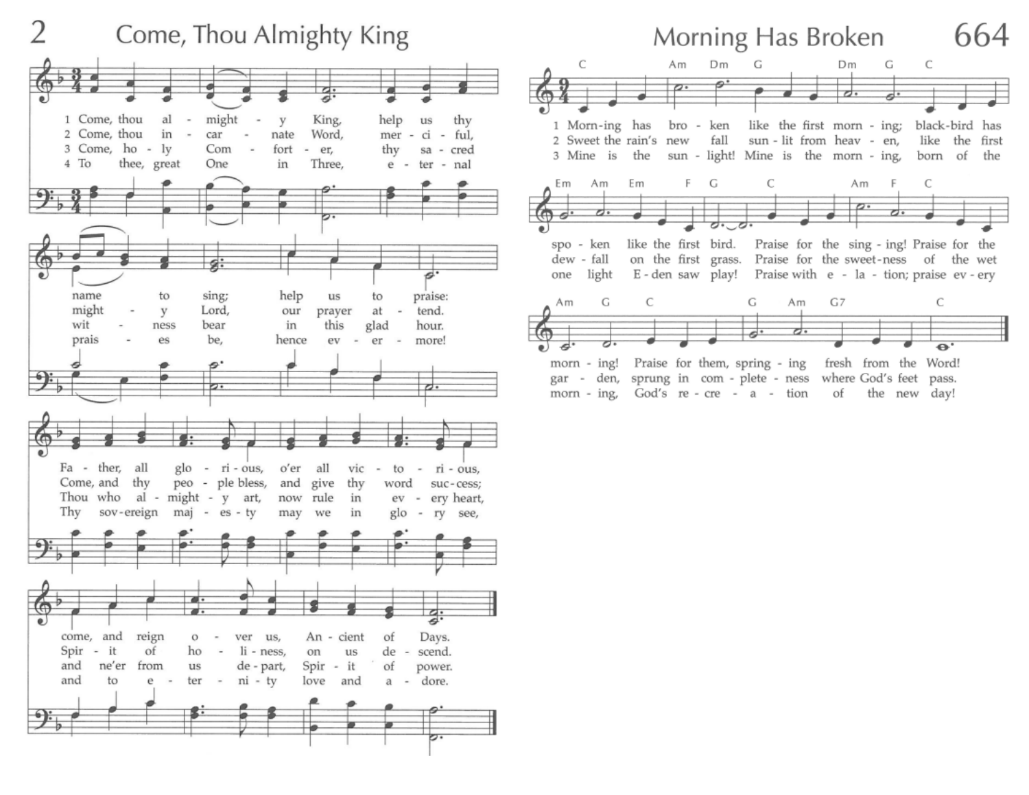# 2 Come, Thou Almighty King

1 Come, thou al - might - y King, help us thy
name to sing; help us to praise:
Fa - ther, all glo - ri - ous, o'er all vic - to - ri - ous,
come, and reign o - ver us, An - cient of Days.

2 Come, thou in - car - nate Word, mer - ci - ful,
might - y Lord, our prayer at - tend.
Come, and thy peo - ple bless, and give thy word suc - cess;
Spir - it of ho - li - ness, on us de - scend.

3 Come, ho - ly Com - fort - er, thy sa - cred
wit - ness bear in this glad hour.
Thou who al - might - y art, now rule in ev - ery heart,
and ne'er from us de - part, Spir - it of power.

4 To thee, great One in Three, e - ter - nal
prais - es be, hence ev - er - more!
Thy sov - ereign maj - es - ty may we in glo - ry see,
and to e - ter - ni - ty love and a - dore.

# Morning Has Broken 664

C Am Dm G Dm G C
1 Morn - ing has bro - ken like the first morn - ing; black - bird has
2 Sweet the rain's new fall sun - lit from heav - en, like the first
3 Mine is the sun - light! Mine is the morn - ing, born of the

Em Am Em F G C Am F C
spo - ken like the first bird. Praise for the sing - ing! Praise for the
dew - fall on the first grass. Praise for the sweet - ness of the wet
one light E - den saw play! Praise with e - la - tion; praise ev - ery

Am G C G Am G7 C
morn - ing! Praise for them, spring - ing fresh from the Word!
gar - den, sprung in com - plete - ness where God's feet pass.
morn - ing, God's re - cre - a - tion of the new day!